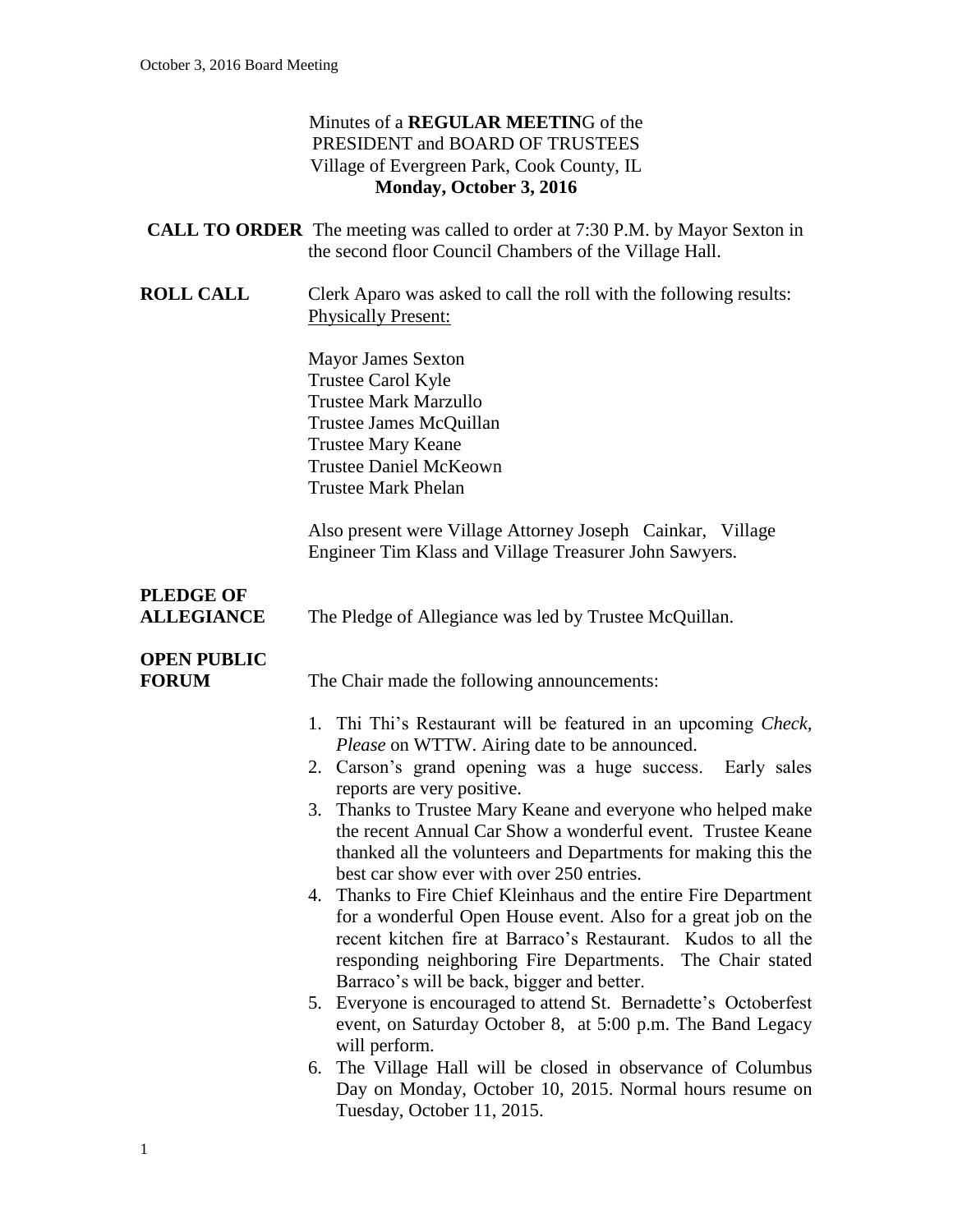Minutes of a **REGULAR MEETIN**G of the
PRESIDENT and BOARD OF TRUSTEES
Village of Evergreen Park, Cook County, IL
**Monday, October 3, 2016**

**CALL TO ORDER** The meeting was called to order at 7:30 P.M. by Mayor Sexton in the second floor Council Chambers of the Village Hall.

**ROLL CALL** Clerk Aparo was asked to call the roll with the following results:
Physically Present:

Mayor James Sexton
Trustee Carol Kyle
Trustee Mark Marzullo
Trustee James McQuillan
Trustee Mary Keane
Trustee Daniel McKeown
Trustee Mark Phelan

Also present were Village Attorney Joseph Cainkar, Village Engineer Tim Klass and Village Treasurer John Sawyers.

**PLEDGE OF ALLEGIANCE** The Pledge of Allegiance was led by Trustee McQuillan.

**OPEN PUBLIC FORUM** The Chair made the following announcements:

1. Thi Thi's Restaurant will be featured in an upcoming *Check, Please* on WTTW. Airing date to be announced.
2. Carson's grand opening was a huge success. Early sales reports are very positive.
3. Thanks to Trustee Mary Keane and everyone who helped make the recent Annual Car Show a wonderful event. Trustee Keane thanked all the volunteers and Departments for making this the best car show ever with over 250 entries.
4. Thanks to Fire Chief Kleinhaus and the entire Fire Department for a wonderful Open House event. Also for a great job on the recent kitchen fire at Barraco's Restaurant. Kudos to all the responding neighboring Fire Departments. The Chair stated Barraco's will be back, bigger and better.
5. Everyone is encouraged to attend St. Bernadette's Octoberfest event, on Saturday October 8, at 5:00 p.m. The Band Legacy will perform.
6. The Village Hall will be closed in observance of Columbus Day on Monday, October 10, 2015. Normal hours resume on Tuesday, October 11, 2015.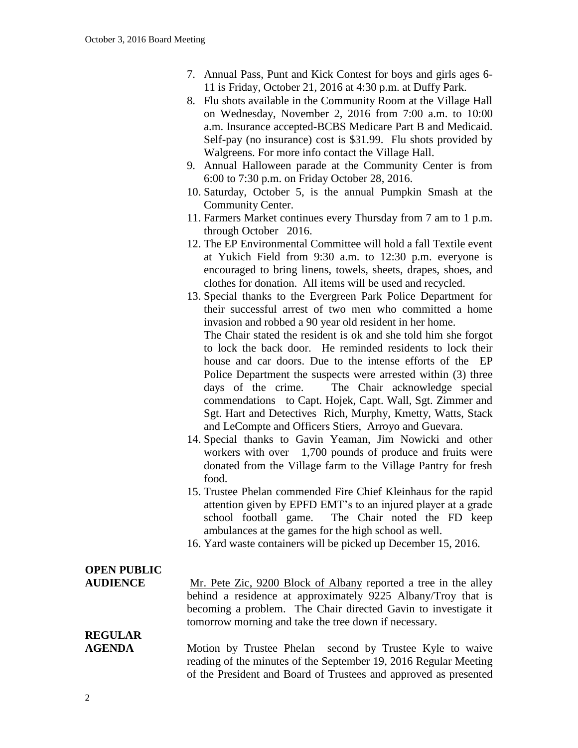7. Annual Pass, Punt and Kick Contest for boys and girls ages 6-11 is Friday, October 21, 2016 at 4:30 p.m. at Duffy Park.
8. Flu shots available in the Community Room at the Village Hall on Wednesday, November 2, 2016 from 7:00 a.m. to 10:00 a.m. Insurance accepted-BCBS Medicare Part B and Medicaid. Self-pay (no insurance) cost is $31.99. Flu shots provided by Walgreens. For more info contact the Village Hall.
9. Annual Halloween parade at the Community Center is from 6:00 to 7:30 p.m. on Friday October 28, 2016.
10. Saturday, October 5, is the annual Pumpkin Smash at the Community Center.
11. Farmers Market continues every Thursday from 7 am to 1 p.m. through October 2016.
12. The EP Environmental Committee will hold a fall Textile event at Yukich Field from 9:30 a.m. to 12:30 p.m. everyone is encouraged to bring linens, towels, sheets, drapes, shoes, and clothes for donation. All items will be used and recycled.
13. Special thanks to the Evergreen Park Police Department for their successful arrest of two men who committed a home invasion and robbed a 90 year old resident in her home. The Chair stated the resident is ok and she told him she forgot to lock the back door. He reminded residents to lock their house and car doors. Due to the intense efforts of the EP Police Department the suspects were arrested within (3) three days of the crime. The Chair acknowledge special commendations to Capt. Hojek, Capt. Wall, Sgt. Zimmer and Sgt. Hart and Detectives Rich, Murphy, Kmetty, Watts, Stack and LeCompte and Officers Stiers, Arroyo and Guevara.
14. Special thanks to Gavin Yeaman, Jim Nowicki and other workers with over 1,700 pounds of produce and fruits were donated from the Village farm to the Village Pantry for fresh food.
15. Trustee Phelan commended Fire Chief Kleinhaus for the rapid attention given by EPFD EMT's to an injured player at a grade school football game. The Chair noted the FD keep ambulances at the games for the high school as well.
16. Yard waste containers will be picked up December 15, 2016.

**OPEN PUBLIC AUDIENCE**

Mr. Pete Zic, 9200 Block of Albany reported a tree in the alley behind a residence at approximately 9225 Albany/Troy that is becoming a problem. The Chair directed Gavin to investigate it tomorrow morning and take the tree down if necessary.

**REGULAR AGENDA**

Motion by Trustee Phelan second by Trustee Kyle to waive reading of the minutes of the September 19, 2016 Regular Meeting of the President and Board of Trustees and approved as presented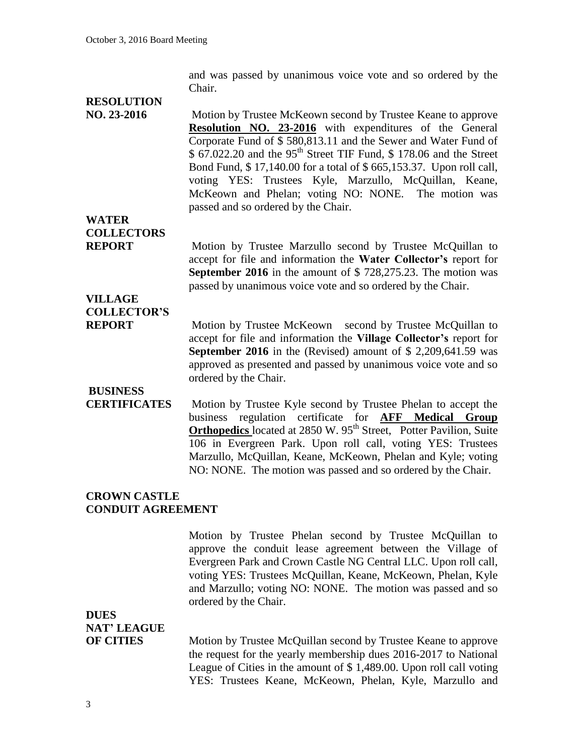and was passed by unanimous voice vote and so ordered by the Chair.

**RESOLUTION NO. 23-2016**

Motion by Trustee McKeown second by Trustee Keane to approve **Resolution NO. 23-2016** with expenditures of the General Corporate Fund of $ 580,813.11 and the Sewer and Water Fund of $ 67.022.20 and the 95th Street TIF Fund, $ 178.06 and the Street Bond Fund, $ 17,140.00 for a total of $ 665,153.37. Upon roll call, voting YES: Trustees Kyle, Marzullo, McQuillan, Keane, McKeown and Phelan; voting NO: NONE. The motion was passed and so ordered by the Chair.

**WATER COLLECTORS REPORT**

Motion by Trustee Marzullo second by Trustee McQuillan to accept for file and information the **Water Collector's** report for **September 2016** in the amount of $ 728,275.23. The motion was passed by unanimous voice vote and so ordered by the Chair.

**VILLAGE COLLECTOR'S REPORT**

Motion by Trustee McKeown second by Trustee McQuillan to accept for file and information the **Village Collector's** report for **September 2016** in the (Revised) amount of $ 2,209,641.59 was approved as presented and passed by unanimous voice vote and so ordered by the Chair.

**BUSINESS CERTIFICATES**

Motion by Trustee Kyle second by Trustee Phelan to accept the business regulation certificate for **AFF Medical Group Orthopedics** located at 2850 W. 95th Street, Potter Pavilion, Suite 106 in Evergreen Park. Upon roll call, voting YES: Trustees Marzullo, McQuillan, Keane, McKeown, Phelan and Kyle; voting NO: NONE. The motion was passed and so ordered by the Chair.

**CROWN CASTLE CONDUIT AGREEMENT**

Motion by Trustee Phelan second by Trustee McQuillan to approve the conduit lease agreement between the Village of Evergreen Park and Crown Castle NG Central LLC. Upon roll call, voting YES: Trustees McQuillan, Keane, McKeown, Phelan, Kyle and Marzullo; voting NO: NONE. The motion was passed and so ordered by the Chair.

**DUES NAT' LEAGUE OF CITIES**

Motion by Trustee McQuillan second by Trustee Keane to approve the request for the yearly membership dues 2016-2017 to National League of Cities in the amount of $ 1,489.00. Upon roll call voting YES: Trustees Keane, McKeown, Phelan, Kyle, Marzullo and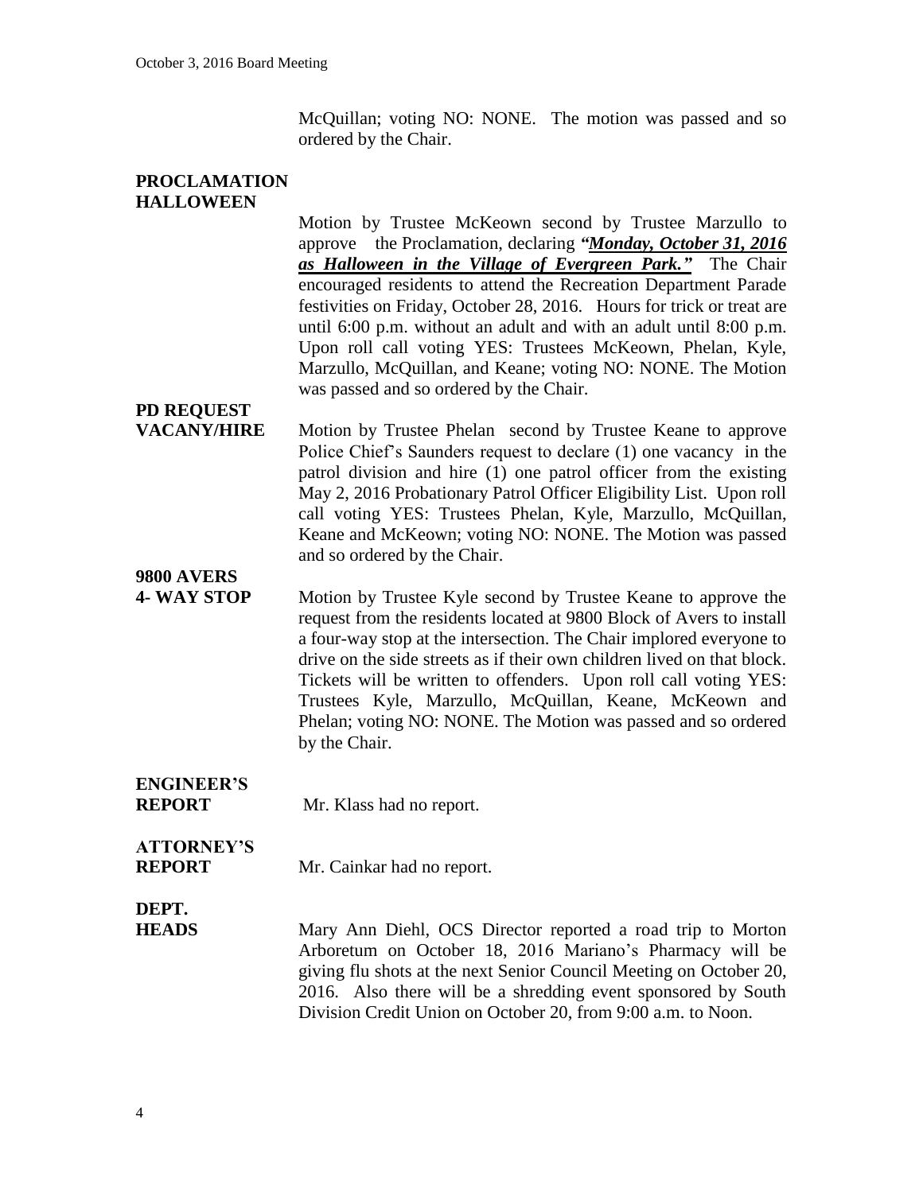McQuillan; voting NO: NONE. The motion was passed and so ordered by the Chair.

**PROCLAMATION HALLOWEEN**

Motion by Trustee McKeown second by Trustee Marzullo to approve the Proclamation, declaring ***"Monday, October 31, 2016 as Halloween in the Village of Evergreen Park."*** The Chair encouraged residents to attend the Recreation Department Parade festivities on Friday, October 28, 2016. Hours for trick or treat are until 6:00 p.m. without an adult and with an adult until 8:00 p.m. Upon roll call voting YES: Trustees McKeown, Phelan, Kyle, Marzullo, McQuillan, and Keane; voting NO: NONE. The Motion was passed and so ordered by the Chair.

**PD REQUEST VACANY/HIRE**

Motion by Trustee Phelan second by Trustee Keane to approve Police Chief's Saunders request to declare (1) one vacancy in the patrol division and hire (1) one patrol officer from the existing May 2, 2016 Probationary Patrol Officer Eligibility List. Upon roll call voting YES: Trustees Phelan, Kyle, Marzullo, McQuillan, Keane and McKeown; voting NO: NONE. The Motion was passed and so ordered by the Chair.

**9800 AVERS 4- WAY STOP**

Motion by Trustee Kyle second by Trustee Keane to approve the request from the residents located at 9800 Block of Avers to install a four-way stop at the intersection. The Chair implored everyone to drive on the side streets as if their own children lived on that block. Tickets will be written to offenders. Upon roll call voting YES: Trustees Kyle, Marzullo, McQuillan, Keane, McKeown and Phelan; voting NO: NONE. The Motion was passed and so ordered by the Chair.

**ENGINEER'S REPORT**

Mr. Klass had no report.

**ATTORNEY'S REPORT**

Mr. Cainkar had no report.

**DEPT. HEADS**

Mary Ann Diehl, OCS Director reported a road trip to Morton Arboretum on October 18, 2016 Mariano's Pharmacy will be giving flu shots at the next Senior Council Meeting on October 20, 2016. Also there will be a shredding event sponsored by South Division Credit Union on October 20, from 9:00 a.m. to Noon.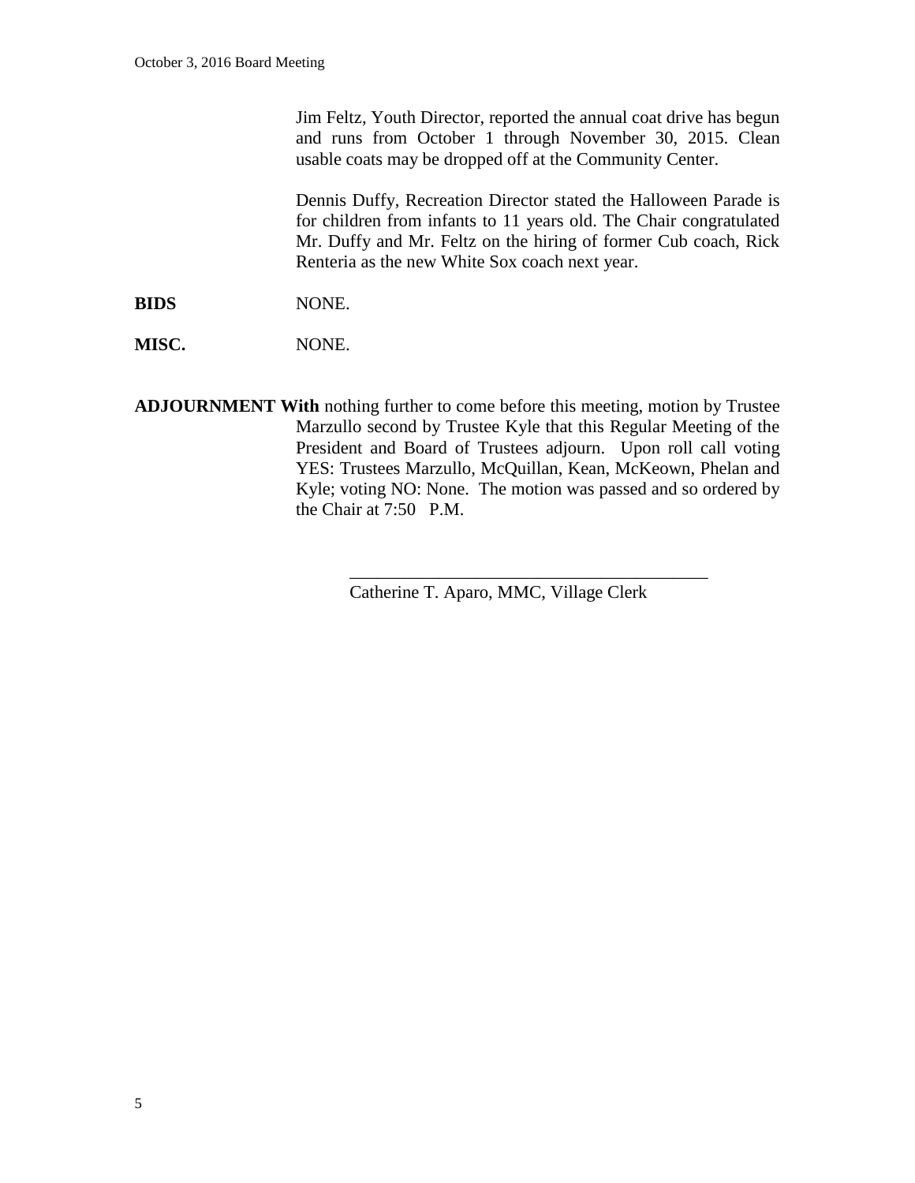Jim Feltz, Youth Director, reported the annual coat drive has begun and runs from October 1 through November 30, 2015. Clean usable coats may be dropped off at the Community Center.

Dennis Duffy, Recreation Director stated the Halloween Parade is for children from infants to 11 years old. The Chair congratulated Mr. Duffy and Mr. Feltz on the hiring of former Cub coach, Rick Renteria as the new White Sox coach next year.

**BIDS** NONE.

**MISC.** NONE.

**ADJOURNMENT With** nothing further to come before this meeting, motion by Trustee Marzullo second by Trustee Kyle that this Regular Meeting of the President and Board of Trustees adjourn. Upon roll call voting YES: Trustees Marzullo, McQuillan, Kean, McKeown, Phelan and Kyle; voting NO: None. The motion was passed and so ordered by the Chair at 7:50 P.M.

\_\_\_\_\_\_\_\_\_\_\_\_\_\_\_\_\_\_\_\_\_\_\_\_\_\_\_\_\_\_\_\_\_\_\_\_\_\_\_\_

Catherine T. Aparo, MMC, Village Clerk